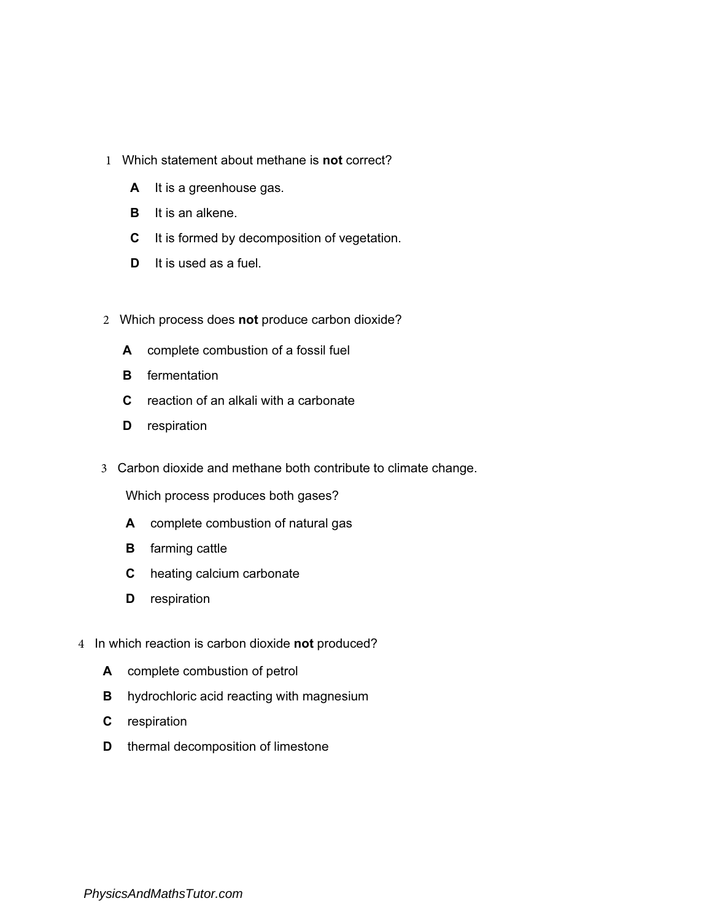1 Which statement about methane is **not** correct?

**A** It is a greenhouse gas.

**B** It is an alkene.

**C** It is formed by decomposition of vegetation.

**D** It is used as a fuel.

2 Which process does **not** produce carbon dioxide?

**A** complete combustion of a fossil fuel

**B** fermentation

**C** reaction of an alkali with a carbonate

**D** respiration

3 Carbon dioxide and methane both contribute to climate change.

Which process produces both gases?

**A** complete combustion of natural gas

**B** farming cattle

**C** heating calcium carbonate

**D** respiration

4 In which reaction is carbon dioxide **not** produced?

**A** complete combustion of petrol

**B** hydrochloric acid reacting with magnesium

**C** respiration

**D** thermal decomposition of limestone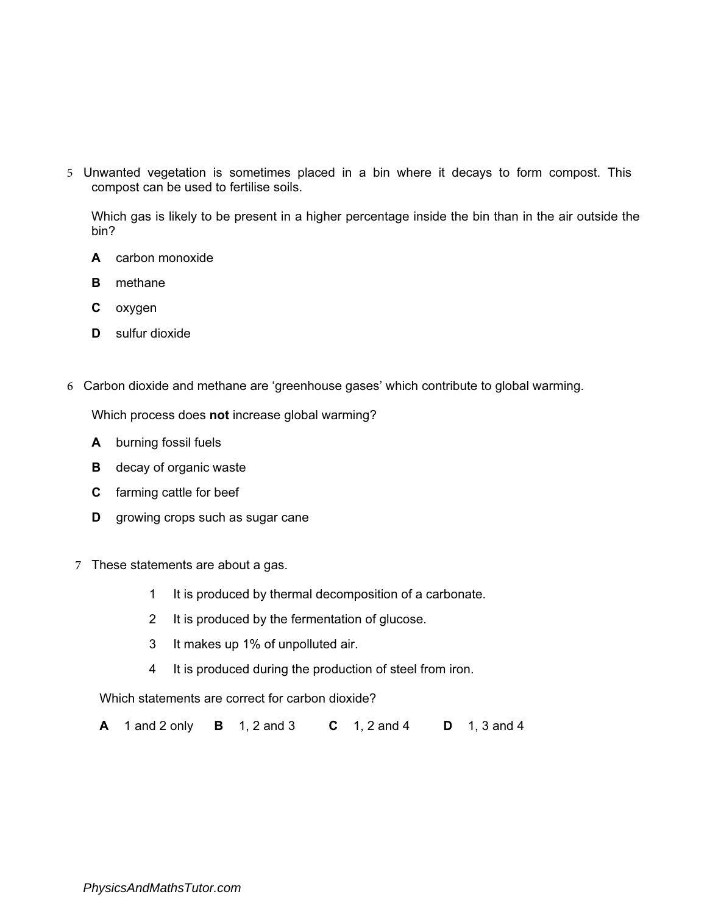5 Unwanted vegetation is sometimes placed in a bin where it decays to form compost. This compost can be used to fertilise soils.

Which gas is likely to be present in a higher percentage inside the bin than in the air outside the bin?

**A** carbon monoxide

**B** methane

**C** oxygen

**D** sulfur dioxide

6 Carbon dioxide and methane are 'greenhouse gases' which contribute to global warming.

Which process does **not** increase global warming?

**A** burning fossil fuels

**B** decay of organic waste

**C** farming cattle for beef

**D** growing crops such as sugar cane

7 These statements are about a gas.

1 It is produced by thermal decomposition of a carbonate.

2 It is produced by the fermentation of glucose.

3 It makes up 1% of unpolluted air.

4 It is produced during the production of steel from iron.

Which statements are correct for carbon dioxide?

**A** 1 and 2 only **B** 1, 2 and 3 **C** 1, 2 and 4 **D** 1, 3 and 4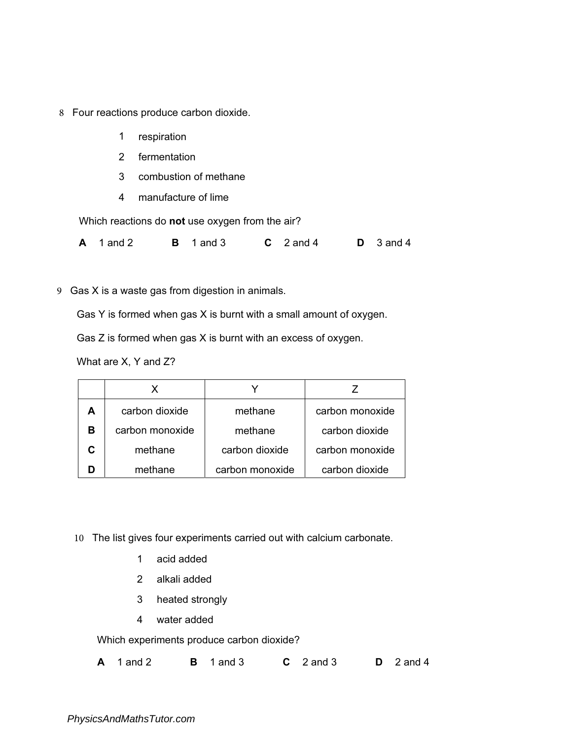8 Four reactions produce carbon dioxide.

1 respiration

2 fermentation

3 combustion of methane

4 manufacture of lime

Which reactions do **not** use oxygen from the air?

**A** 1 and 2 **B** 1 and 3 **C** 2 and 4 **D** 3 and 4

9 Gas X is a waste gas from digestion in animals.

Gas Y is formed when gas X is burnt with a small amount of oxygen.

Gas Z is formed when gas X is burnt with an excess of oxygen.

What are X, Y and Z?

| | X | Y | Z |
|---|---|---|---|
| **A** | carbon dioxide | methane | carbon monoxide |
| **B** | carbon monoxide | methane | carbon dioxide |
| **C** | methane | carbon dioxide | carbon monoxide |
| **D** | methane | carbon monoxide | carbon dioxide |

10 The list gives four experiments carried out with calcium carbonate.

1 acid added

2 alkali added

3 heated strongly

4 water added

Which experiments produce carbon dioxide?

**A** 1 and 2 **B** 1 and 3 **C** 2 and 3 **D** 2 and 4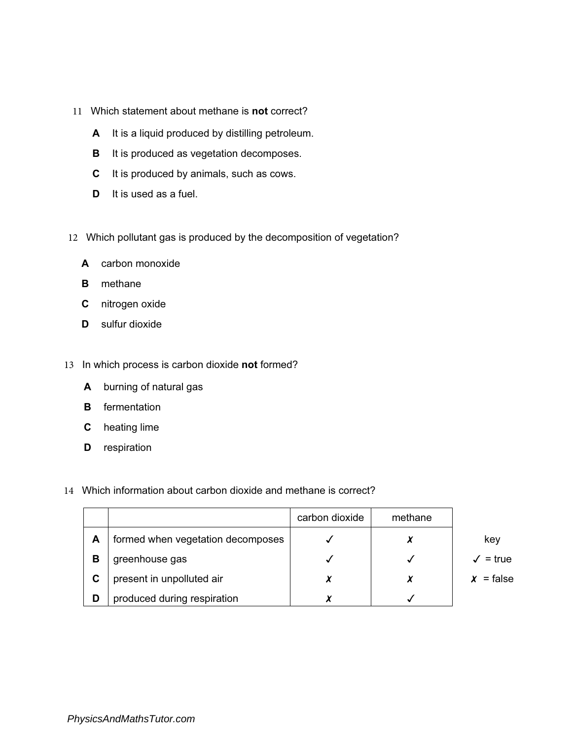11 Which statement about methane is **not** correct?

**A** It is a liquid produced by distilling petroleum.

**B** It is produced as vegetation decomposes.

**C** It is produced by animals, such as cows.

**D** It is used as a fuel.

12 Which pollutant gas is produced by the decomposition of vegetation?

**A** carbon monoxide

**B** methane

**C** nitrogen oxide

**D** sulfur dioxide

13 In which process is carbon dioxide **not** formed?

**A** burning of natural gas

**B** fermentation

**C** heating lime

**D** respiration

14 Which information about carbon dioxide and methane is correct?

| | | carbon dioxide | methane |
|---|---|---|---|
| **A** | formed when vegetation decomposes | ✓ | ✗ |
| **B** | greenhouse gas | ✓ | ✓ |
| **C** | present in unpolluted air | ✗ | ✗ |
| **D** | produced during respiration | ✗ | ✓ |

key

✓ = true

✗ = false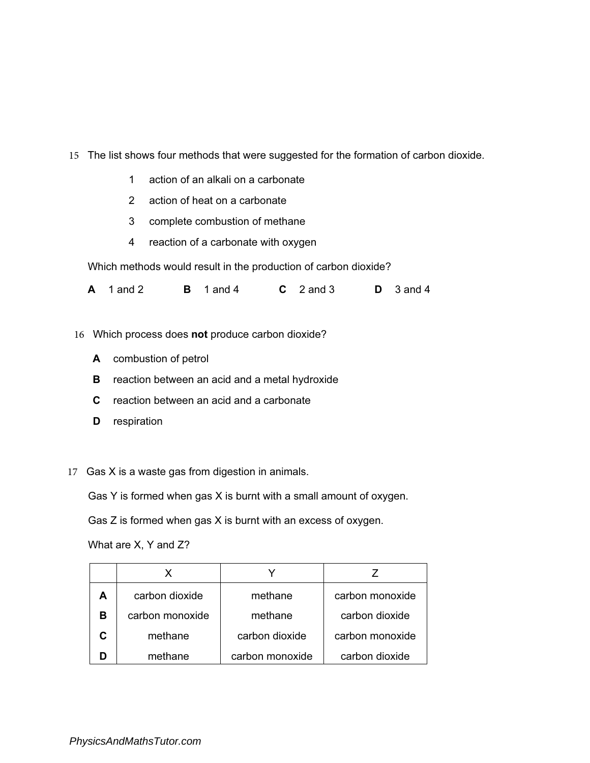15 The list shows four methods that were suggested for the formation of carbon dioxide.

1 action of an alkali on a carbonate

2 action of heat on a carbonate

3 complete combustion of methane

4 reaction of a carbonate with oxygen

Which methods would result in the production of carbon dioxide?

**A** 1 and 2 **B** 1 and 4 **C** 2 and 3 **D** 3 and 4

16 Which process does **not** produce carbon dioxide?

**A** combustion of petrol

**B** reaction between an acid and a metal hydroxide

**C** reaction between an acid and a carbonate

**D** respiration

17 Gas X is a waste gas from digestion in animals.

Gas Y is formed when gas X is burnt with a small amount of oxygen.

Gas Z is formed when gas X is burnt with an excess of oxygen.

What are X, Y and Z?

| | X | Y | Z |
|---|---|---|---|
| **A** | carbon dioxide | methane | carbon monoxide |
| **B** | carbon monoxide | methane | carbon dioxide |
| **C** | methane | carbon dioxide | carbon monoxide |
| **D** | methane | carbon monoxide | carbon dioxide |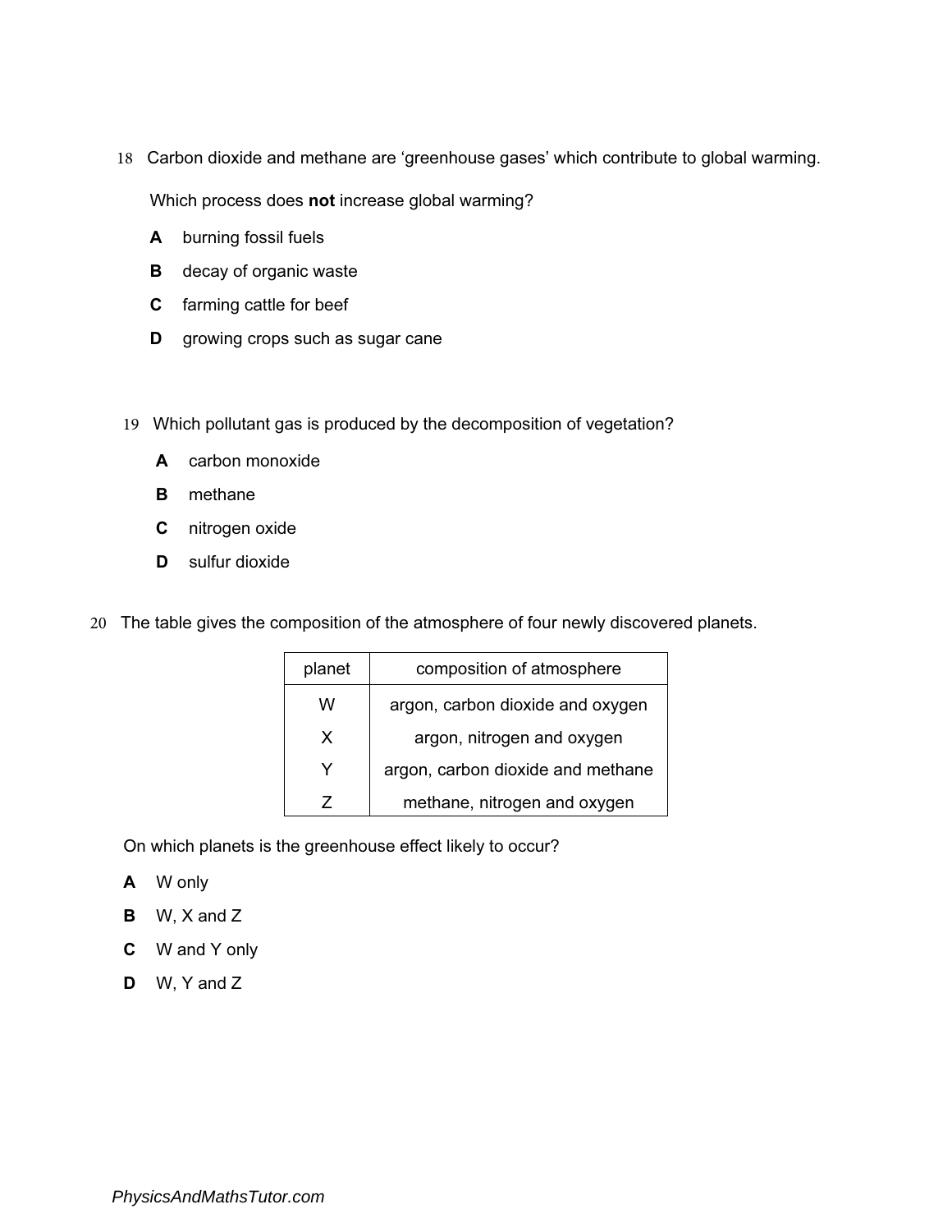18 Carbon dioxide and methane are 'greenhouse gases' which contribute to global warming.

Which process does **not** increase global warming?

**A** burning fossil fuels

**B** decay of organic waste

**C** farming cattle for beef

**D** growing crops such as sugar cane

19 Which pollutant gas is produced by the decomposition of vegetation?

**A** carbon monoxide

**B** methane

**C** nitrogen oxide

**D** sulfur dioxide

20 The table gives the composition of the atmosphere of four newly discovered planets.

| planet | composition of atmosphere |
|---|---|
| W | argon, carbon dioxide and oxygen |
| X | argon, nitrogen and oxygen |
| Y | argon, carbon dioxide and methane |
| Z | methane, nitrogen and oxygen |

On which planets is the greenhouse effect likely to occur?

**A** W only

**B** W, X and Z

**C** W and Y only

**D** W, Y and Z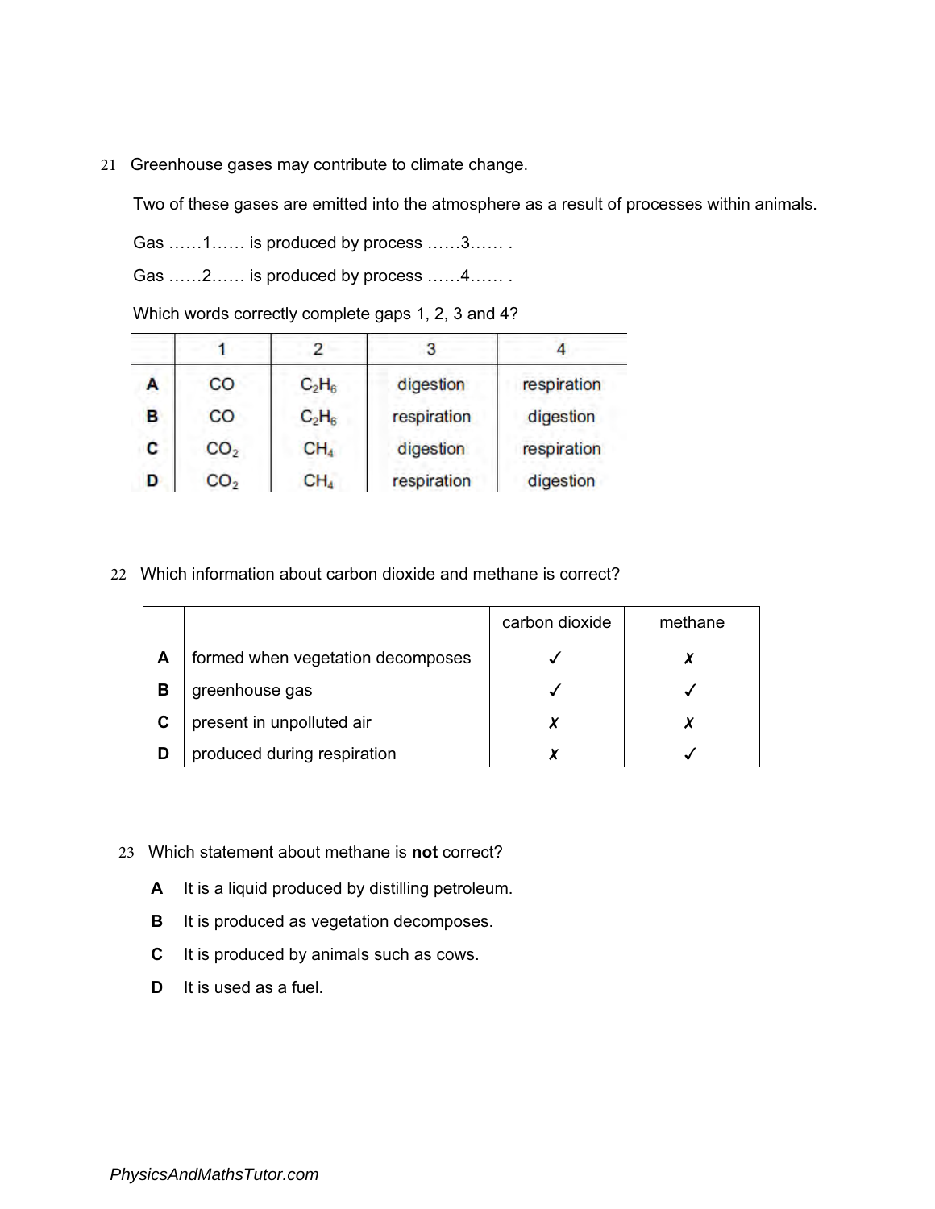21 Greenhouse gases may contribute to climate change.

Two of these gases are emitted into the atmosphere as a result of processes within animals.

Gas ……1…… is produced by process ……3…… .

Gas ……2…… is produced by process ……4…… .

Which words correctly complete gaps 1, 2, 3 and 4?

| | 1 | 2 | 3 | 4 |
|---|---|---|---|---|
| **A** | CO | $C_2H_6$ | digestion | respiration |
| **B** | CO | $C_2H_6$ | respiration | digestion |
| **C** | $CO_2$ | $CH_4$ | digestion | respiration |
| **D** | $CO_2$ | $CH_4$ | respiration | digestion |

22 Which information about carbon dioxide and methane is correct?

| | | carbon dioxide | methane |
|---|---|---|---|
| **A** | formed when vegetation decomposes | ✓ | ✗ |
| **B** | greenhouse gas | ✓ | ✓ |
| **C** | present in unpolluted air | ✗ | ✗ |
| **D** | produced during respiration | ✗ | ✓ |

23 Which statement about methane is **not** correct?

**A** It is a liquid produced by distilling petroleum.

**B** It is produced as vegetation decomposes.

**C** It is produced by animals such as cows.

**D** It is used as a fuel.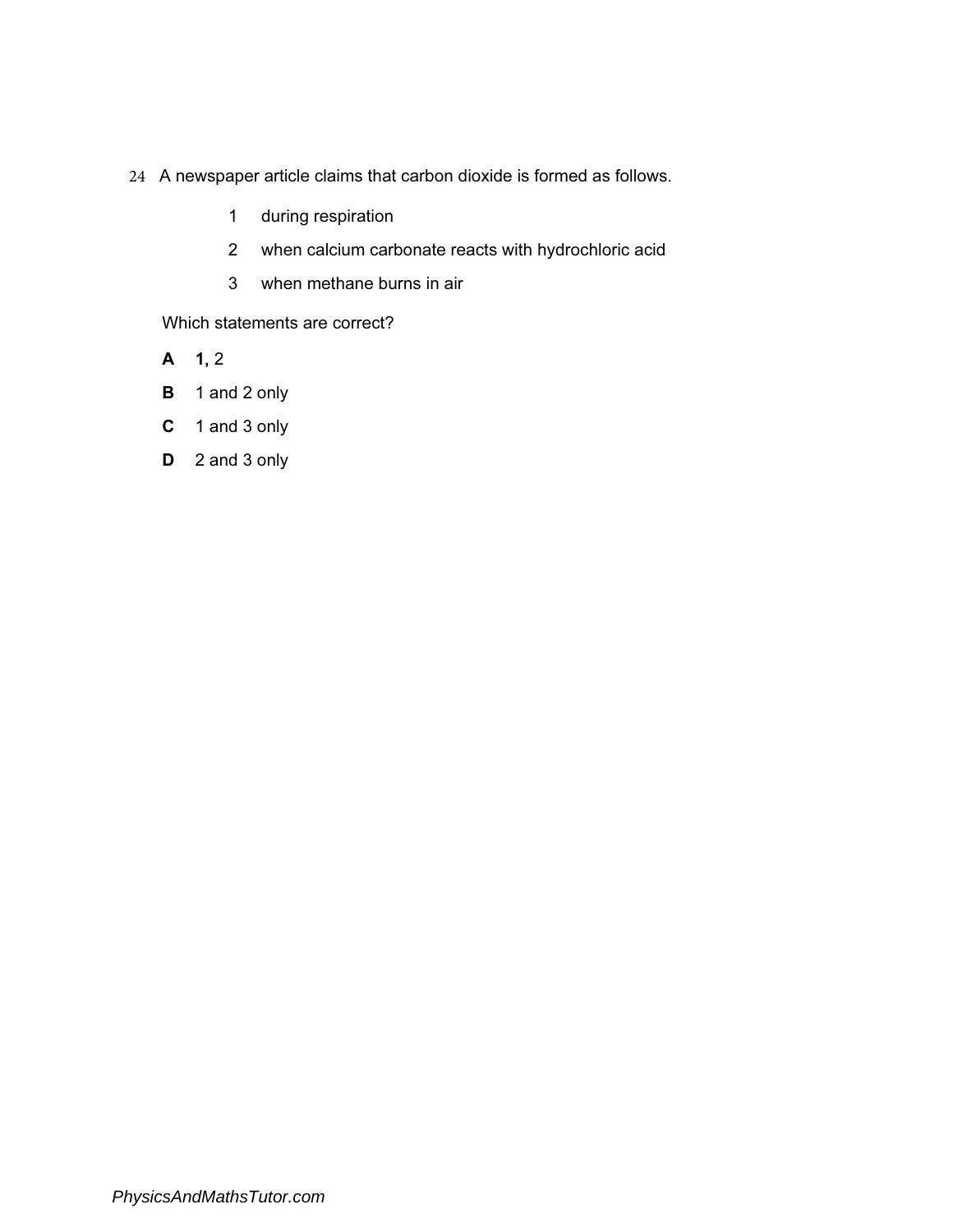24 A newspaper article claims that carbon dioxide is formed as follows.

1 during respiration

2 when calcium carbonate reacts with hydrochloric acid

3 when methane burns in air

Which statements are correct?

**A** **1,** 2

**B** 1 and 2 only

**C** 1 and 3 only

**D** 2 and 3 only